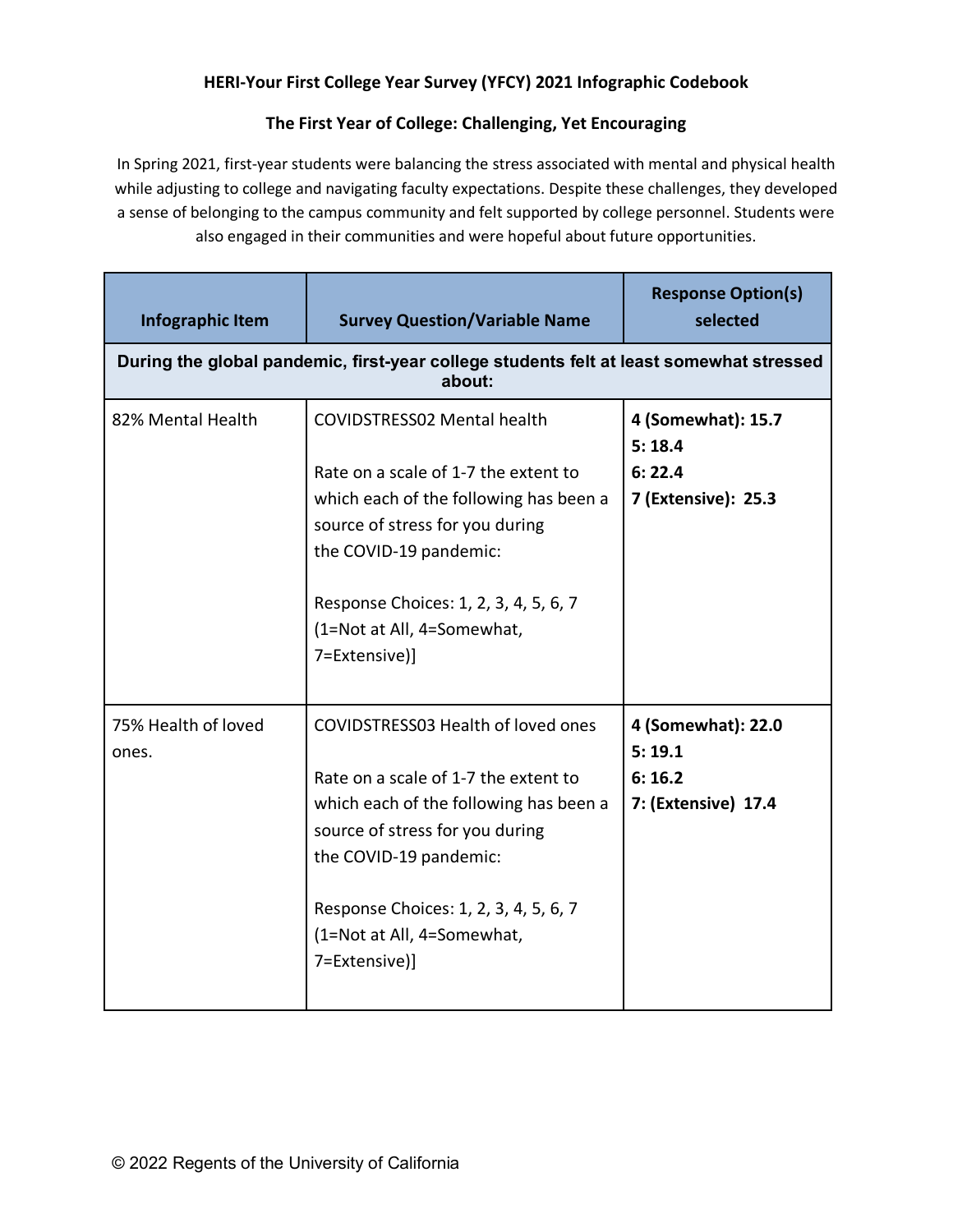# HERI-Your First College Year Survey (YFCY) 2021 Infographic Codebook

## The First Year of College: Challenging, Yet Encouraging

In Spring 2021, first-year students were balancing the stress associated with mental and physical health while adjusting to college and navigating faculty expectations. Despite these challenges, they developed a sense of belonging to the campus community and felt supported by college personnel. Students were also engaged in their communities and were hopeful about future opportunities.

| Infographic Item | Survey Question/Variable Name | Response Option(s) selected |
|---|---|---|
| **During the global pandemic, first-year college students felt at least somewhat stressed about:** | | |
| 82% Mental Health | COVIDSTRESS02 Mental health<br><br>Rate on a scale of 1-7 the extent to which each of the following has been a source of stress for you during the COVID-19 pandemic:<br><br>Response Choices: 1, 2, 3, 4, 5, 6, 7 (1=Not at All, 4=Somewhat, 7=Extensive)] | **4 (Somewhat): 15.7**<br>**5: 18.4**<br>**6: 22.4**<br>**7 (Extensive): 25.3** |
| 75% Health of loved ones. | COVIDSTRESS03 Health of loved ones<br><br>Rate on a scale of 1-7 the extent to which each of the following has been a source of stress for you during the COVID-19 pandemic:<br><br>Response Choices: 1, 2, 3, 4, 5, 6, 7 (1=Not at All, 4=Somewhat, 7=Extensive)] | **4 (Somewhat): 22.0**<br>**5: 19.1**<br>**6: 16.2**<br>**7: (Extensive) 17.4** |

© 2022 Regents of the University of California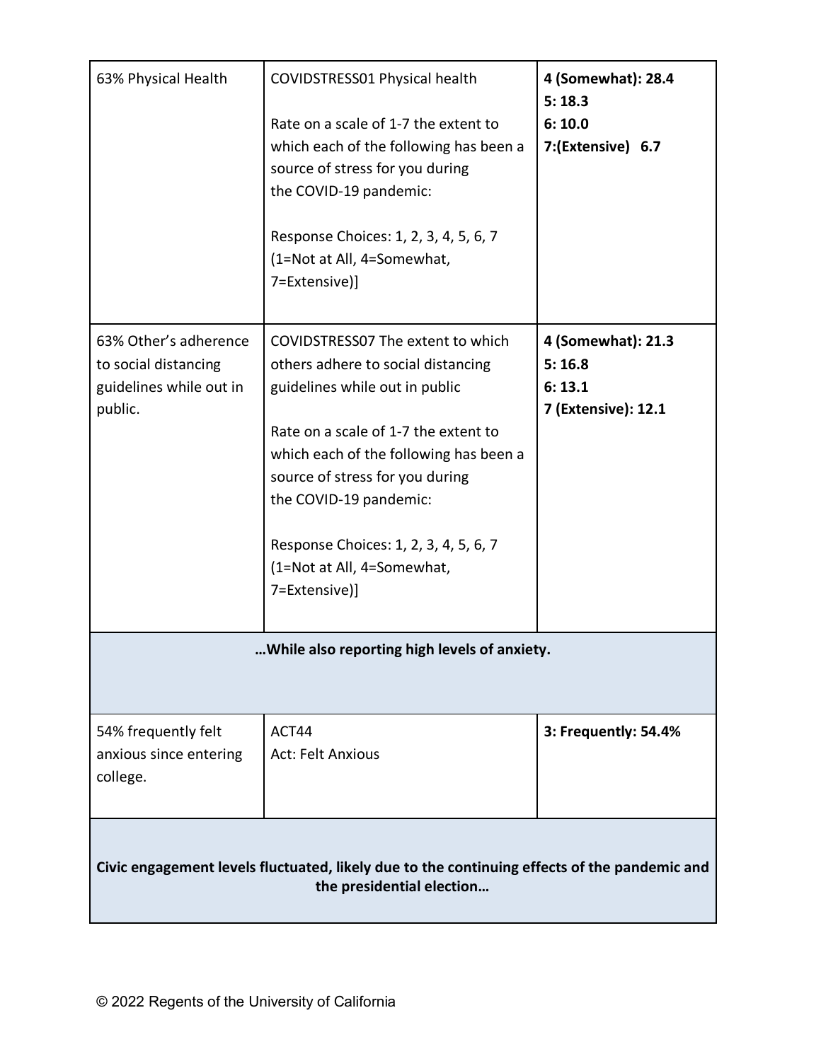| | | |
|---|---|---|
| 63% Physical Health | COVIDSTRESS01 Physical health<br><br>Rate on a scale of 1-7 the extent to which each of the following has been a source of stress for you during the COVID-19 pandemic:<br><br>Response Choices: 1, 2, 3, 4, 5, 6, 7 (1=Not at All, 4=Somewhat, 7=Extensive)] | **4 (Somewhat): 28.4**<br>**5: 18.3**<br>**6: 10.0**<br>**7:(Extensive) 6.7** |
| 63% Other's adherence to social distancing guidelines while out in public. | COVIDSTRESS07 The extent to which others adhere to social distancing guidelines while out in public<br><br>Rate on a scale of 1-7 the extent to which each of the following has been a source of stress for you during the COVID-19 pandemic:<br><br>Response Choices: 1, 2, 3, 4, 5, 6, 7 (1=Not at All, 4=Somewhat, 7=Extensive)] | **4 (Somewhat): 21.3**<br>**5: 16.8**<br>**6: 13.1**<br>**7 (Extensive): 12.1** |
| **…While also reporting high levels of anxiety.** | | |
| 54% frequently felt anxious since entering college. | ACT44<br>Act: Felt Anxious | **3: Frequently: 54.4%** |
| **Civic engagement levels fluctuated, likely due to the continuing effects of the pandemic and the presidential election…** | | |

© 2022 Regents of the University of California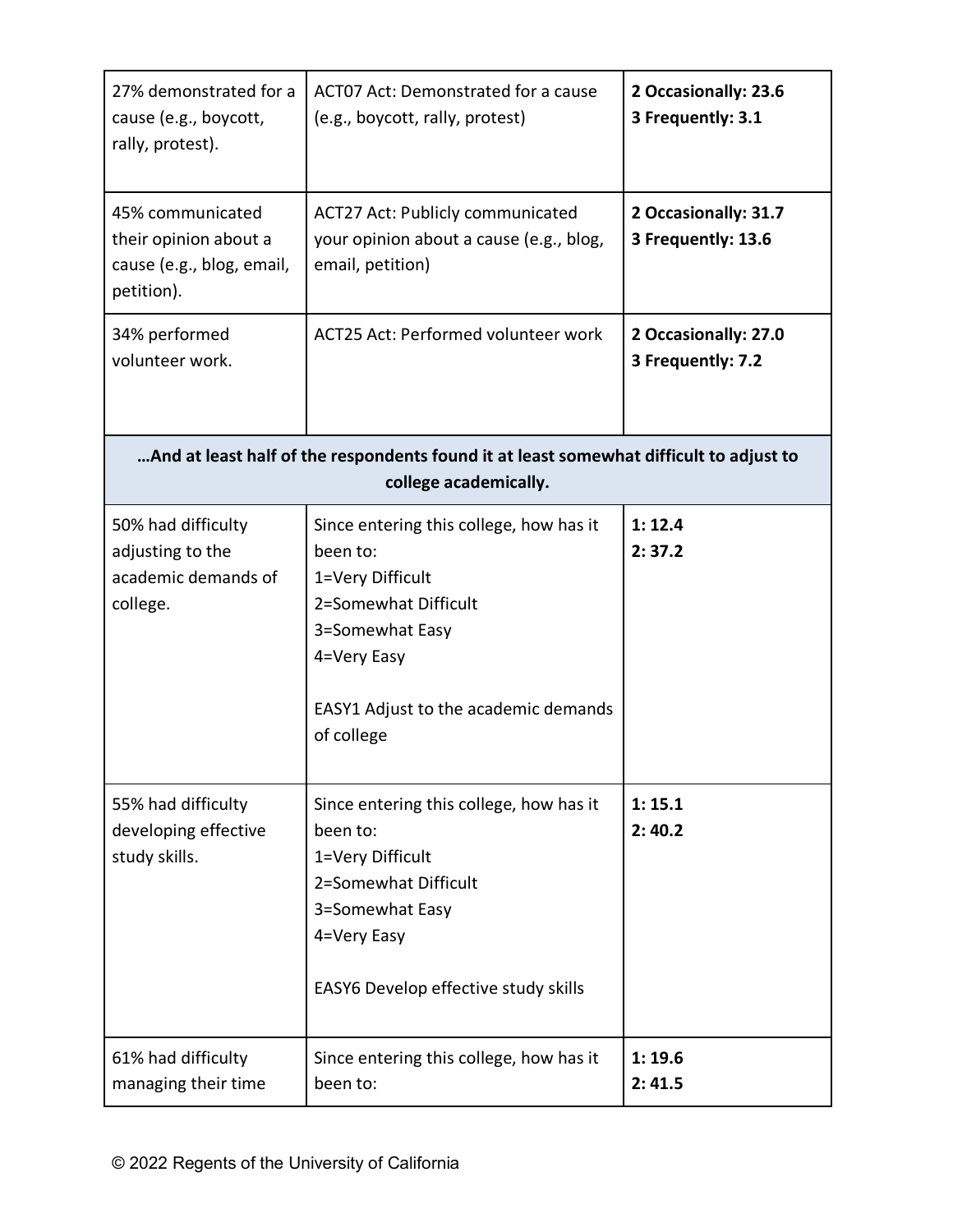| | | |
|---|---|---|
| 27% demonstrated for a cause (e.g., boycott, rally, protest). | ACT07 Act: Demonstrated for a cause (e.g., boycott, rally, protest) | **2 Occasionally: 23.6**<br>**3 Frequently: 3.1** |
| 45% communicated their opinion about a cause (e.g., blog, email, petition). | ACT27 Act: Publicly communicated your opinion about a cause (e.g., blog, email, petition) | **2 Occasionally: 31.7**<br>**3 Frequently: 13.6** |
| 34% performed volunteer work. | ACT25 Act: Performed volunteer work | **2 Occasionally: 27.0**<br>**3 Frequently: 7.2** |
| **…And at least half of the respondents found it at least somewhat difficult to adjust to college academically.** | | |
| 50% had difficulty adjusting to the academic demands of college. | Since entering this college, how has it been to:<br>1=Very Difficult<br>2=Somewhat Difficult<br>3=Somewhat Easy<br>4=Very Easy<br><br>EASY1 Adjust to the academic demands of college | **1: 12.4**<br>**2: 37.2** |
| 55% had difficulty developing effective study skills. | Since entering this college, how has it been to:<br>1=Very Difficult<br>2=Somewhat Difficult<br>3=Somewhat Easy<br>4=Very Easy<br><br>EASY6 Develop effective study skills | **1: 15.1**<br>**2: 40.2** |
| 61% had difficulty managing their time | Since entering this college, how has it been to: | **1: 19.6**<br>**2: 41.5** |

© 2022 Regents of the University of California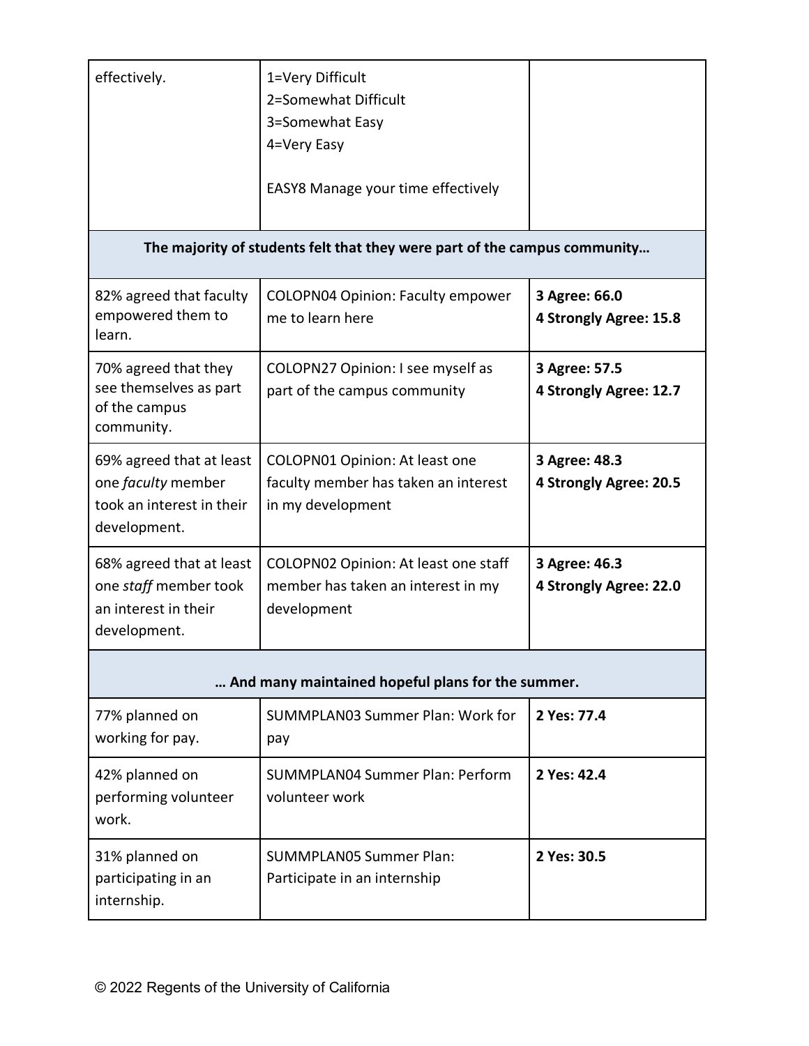| | | |
|---|---|---|
| effectively. | 1=Very Difficult<br>2=Somewhat Difficult<br>3=Somewhat Easy<br>4=Very Easy<br><br>EASY8 Manage your time effectively | |
| **The majority of students felt that they were part of the campus community…** | | |
| 82% agreed that faculty empowered them to learn. | COLOPN04 Opinion: Faculty empower me to learn here | **3 Agree: 66.0**<br>**4 Strongly Agree: 15.8** |
| 70% agreed that they see themselves as part of the campus community. | COLOPN27 Opinion: I see myself as part of the campus community | **3 Agree: 57.5**<br>**4 Strongly Agree: 12.7** |
| 69% agreed that at least one *faculty* member took an interest in their development. | COLOPN01 Opinion: At least one faculty member has taken an interest in my development | **3 Agree: 48.3**<br>**4 Strongly Agree: 20.5** |
| 68% agreed that at least one *staff* member took an interest in their development. | COLOPN02 Opinion: At least one staff member has taken an interest in my development | **3 Agree: 46.3**<br>**4 Strongly Agree: 22.0** |
| **… And many maintained hopeful plans for the summer.** | | |
| 77% planned on working for pay. | SUMMPLAN03 Summer Plan: Work for pay | **2 Yes: 77.4** |
| 42% planned on performing volunteer work. | SUMMPLAN04 Summer Plan: Perform volunteer work | **2 Yes: 42.4** |
| 31% planned on participating in an internship. | SUMMPLAN05 Summer Plan: Participate in an internship | **2 Yes: 30.5** |

© 2022 Regents of the University of California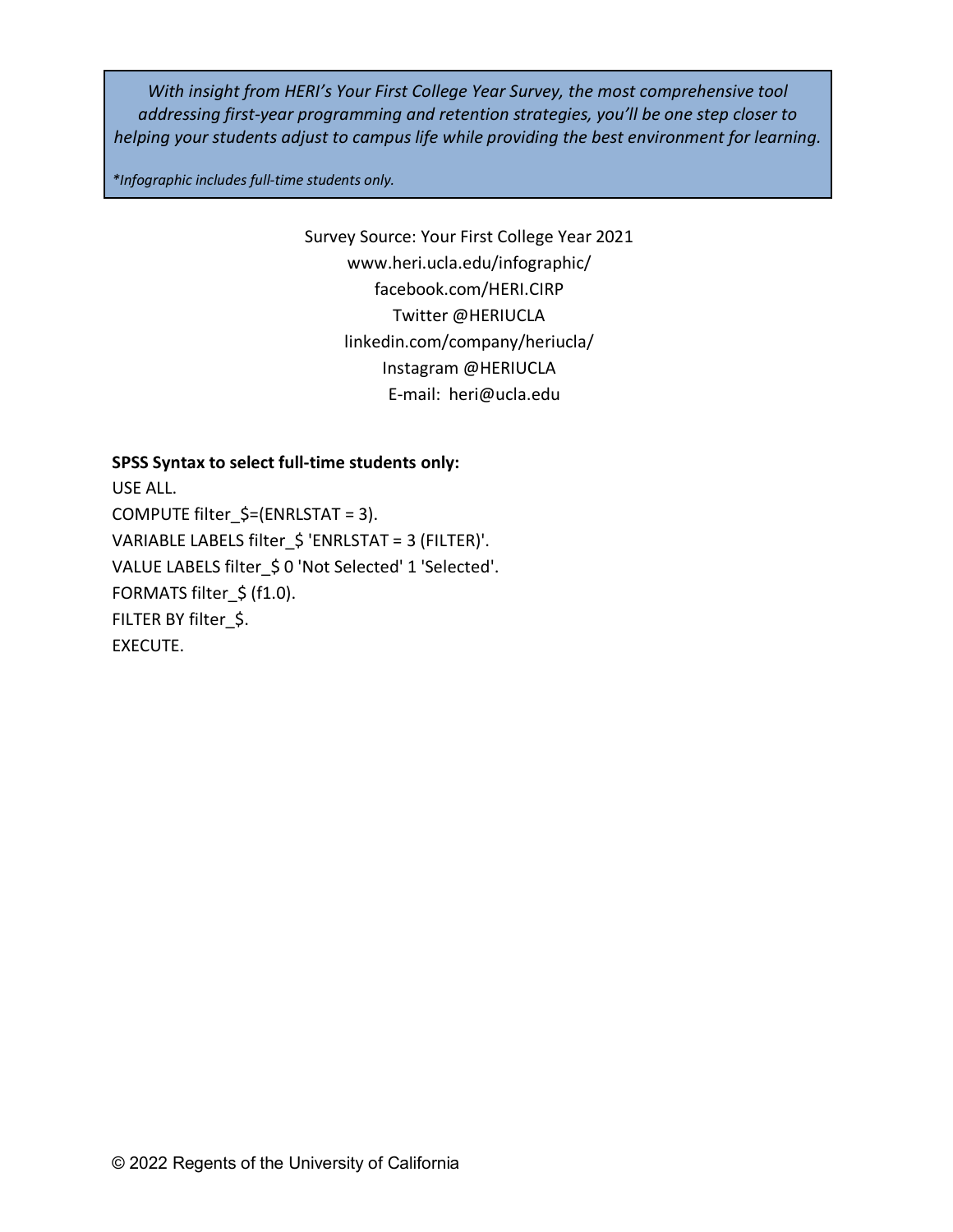*With insight from HERI's Your First College Year Survey, the most comprehensive tool addressing first-year programming and retention strategies, you'll be one step closer to helping your students adjust to campus life while providing the best environment for learning.*

*\*Infographic includes full-time students only.*

Survey Source: Your First College Year 2021
www.heri.ucla.edu/infographic/
facebook.com/HERI.CIRP
Twitter @HERIUCLA
linkedin.com/company/heriucla/
Instagram @HERIUCLA
E-mail: heri@ucla.edu

**SPSS Syntax to select full-time students only:**

```
USE ALL.
COMPUTE filter_$=(ENRLSTAT = 3).
VARIABLE LABELS filter_$ 'ENRLSTAT = 3 (FILTER)'.
VALUE LABELS filter_$ 0 'Not Selected' 1 'Selected'.
FORMATS filter_$ (f1.0).
FILTER BY filter_$.
EXECUTE.
```

© 2022 Regents of the University of California